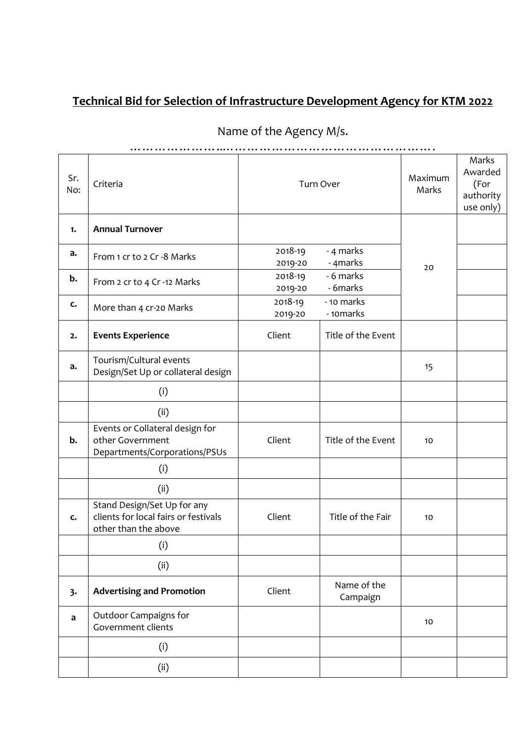## Technical Bid for Selection of Infrastructure Development Agency for KTM 2022

Name of the Agency M/s. ……………………..……………………………………………….

| Sr. No: | Criteria | Turn Over | | Maximum Marks | Marks Awarded (For authority use only) |
|---|---|---|---|---|---|
| 1. | **Annual Turnover** | | | 20 | |
| a. | From 1 cr to 2 Cr -8 Marks | 2018-19 - 4 marks<br>2019-20 - 4marks | | | |
| b. | From 2 cr to 4 Cr -12 Marks | 2018-19 - 6 marks<br>2019-20 - 6marks | | | |
| c. | More than 4 cr-20 Marks | 2018-19 - 10 marks<br>2019-20 - 10marks | | | |
| 2. | **Events Experience** | Client | Title of the Event | | |
| a. | Tourism/Cultural events Design/Set Up or collateral design | | | 15 | |
| | (i) | | | | |
| | (ii) | | | | |
| b. | Events or Collateral design for other Government Departments/Corporations/PSUs | Client | Title of the Event | 10 | |
| | (i) | | | | |
| | (ii) | | | | |
| c. | Stand Design/Set Up for any clients for local fairs or festivals other than the above | Client | Title of the Fair | 10 | |
| | (i) | | | | |
| | (ii) | | | | |
| 3. | **Advertising and Promotion** | Client | Name of the Campaign | | |
| a | Outdoor Campaigns for Government clients | | | 10 | |
| | (i) | | | | |
| | (ii) | | | | |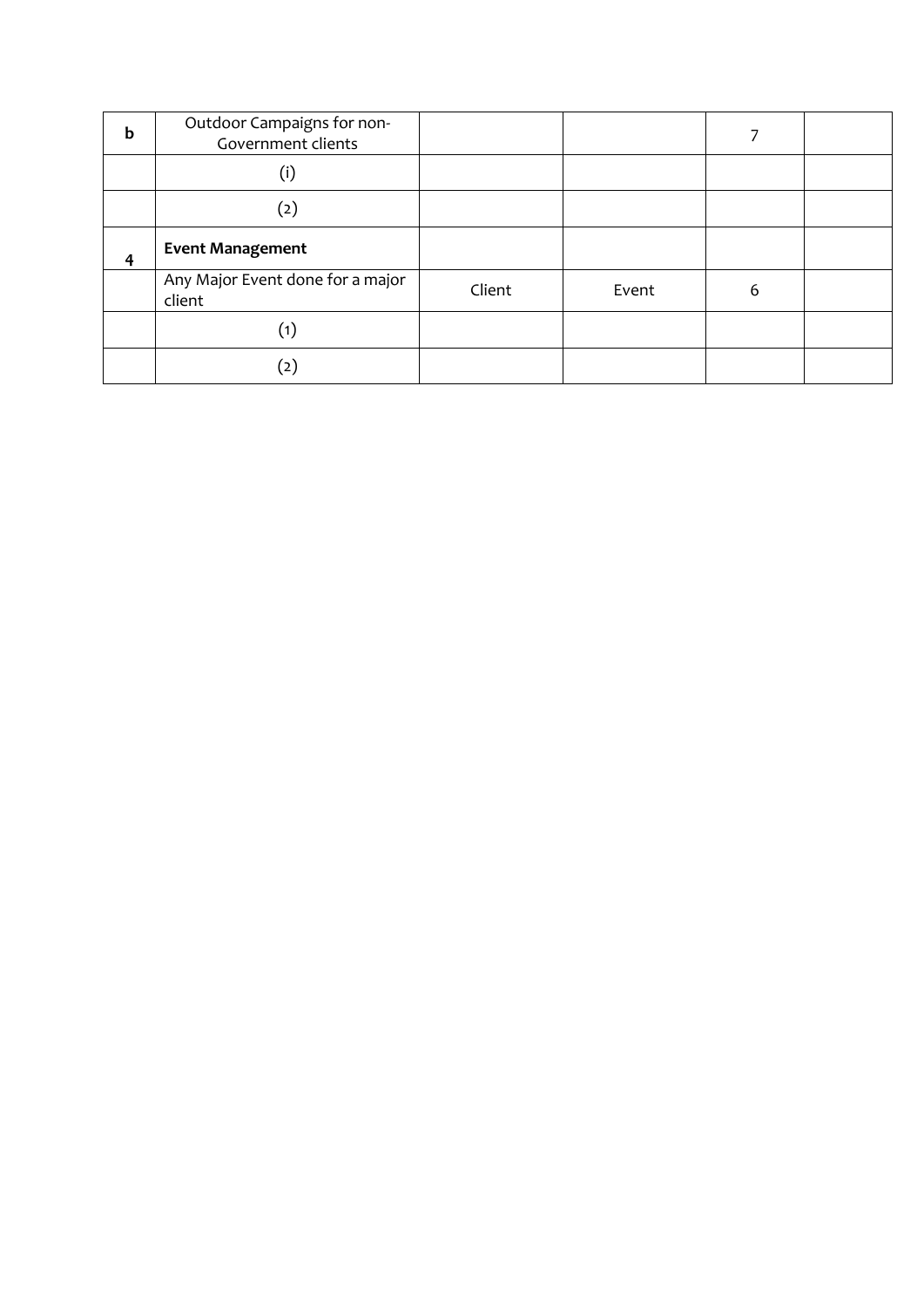| | | | | | |
|---|---|---|---|---|---|
| b | Outdoor Campaigns for non-Government clients | | | 7 | |
| | (i) | | | | |
| | (2) | | | | |
| 4 | **Event Management** | | | | |
| | Any Major Event done for a major client | Client | Event | 6 | |
| | (1) | | | | |
| | (2) | | | | |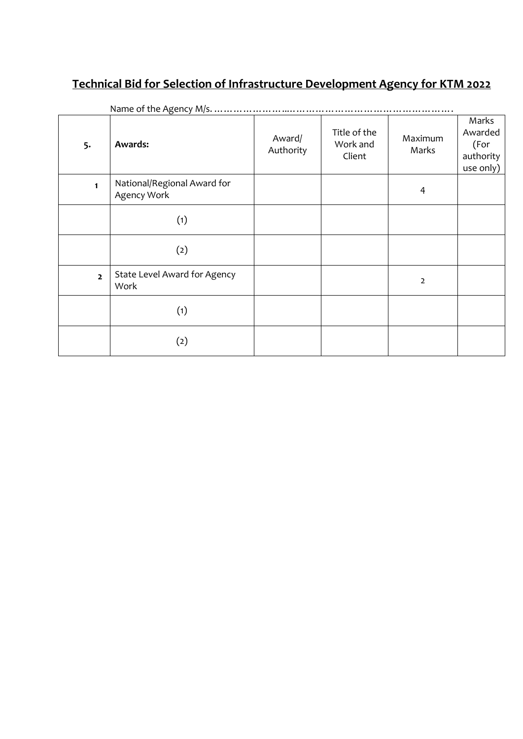# **Technical Bid for Selection of Infrastructure Development Agency for KTM 2022**

Name of the Agency M/s. ……………………...……………………………………………….

| **5.** | **Awards:** | Award/ Authority | Title of the Work and Client | Maximum Marks | Marks Awarded (For authority use only) |
|---|---|---|---|---|---|
| **1** | National/Regional Award for Agency Work | | | 4 | |
| | (1) | | | | |
| | (2) | | | | |
| **2** | State Level Award for Agency Work | | | 2 | |
| | (1) | | | | |
| | (2) | | | | |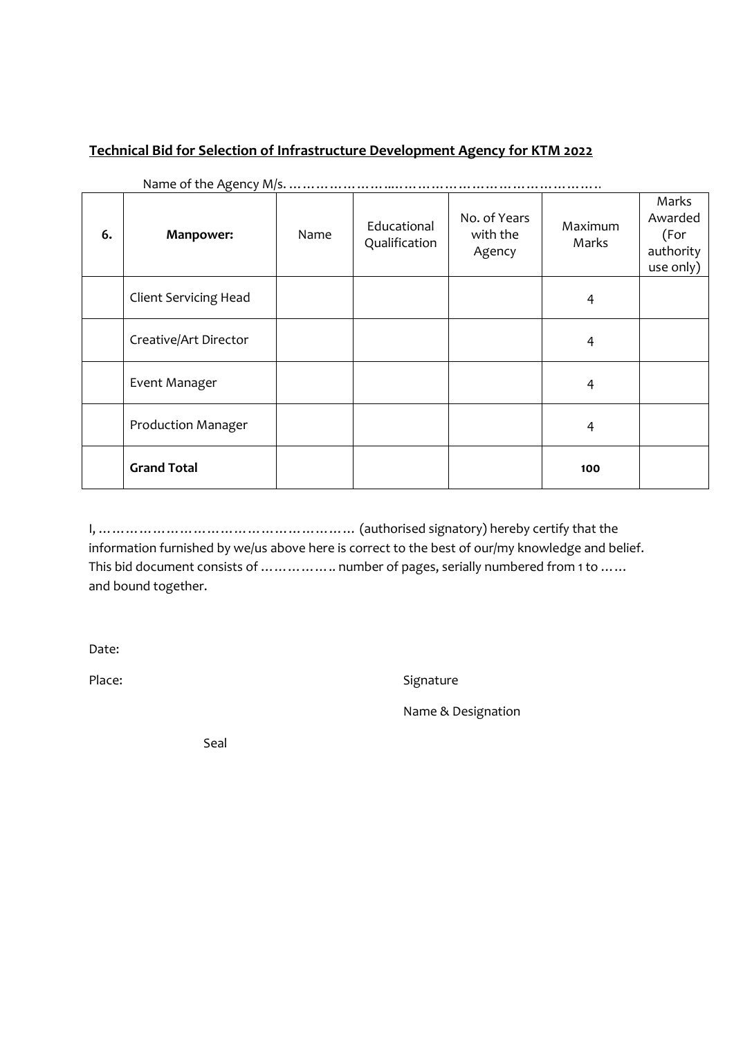**Technical Bid for Selection of Infrastructure Development Agency for KTM 2022**

Name of the Agency M/s. ……………………..…………………………………………

| 6. | Manpower: | Name | Educational Qualification | No. of Years with the Agency | Maximum Marks | Marks Awarded (For authority use only) |
|---|---|---|---|---|---|---|
| | Client Servicing Head | | | | 4 | |
| | Creative/Art Director | | | | 4 | |
| | Event Manager | | | | 4 | |
| | Production Manager | | | | 4 | |
| | **Grand Total** | | | | **100** | |

I, ………………………………………………… (authorised signatory) hereby certify that the information furnished by we/us above here is correct to the best of our/my knowledge and belief. This bid document consists of …………….. number of pages, serially numbered from 1 to …… and bound together.

Date:

Place:

Signature

Name & Designation

Seal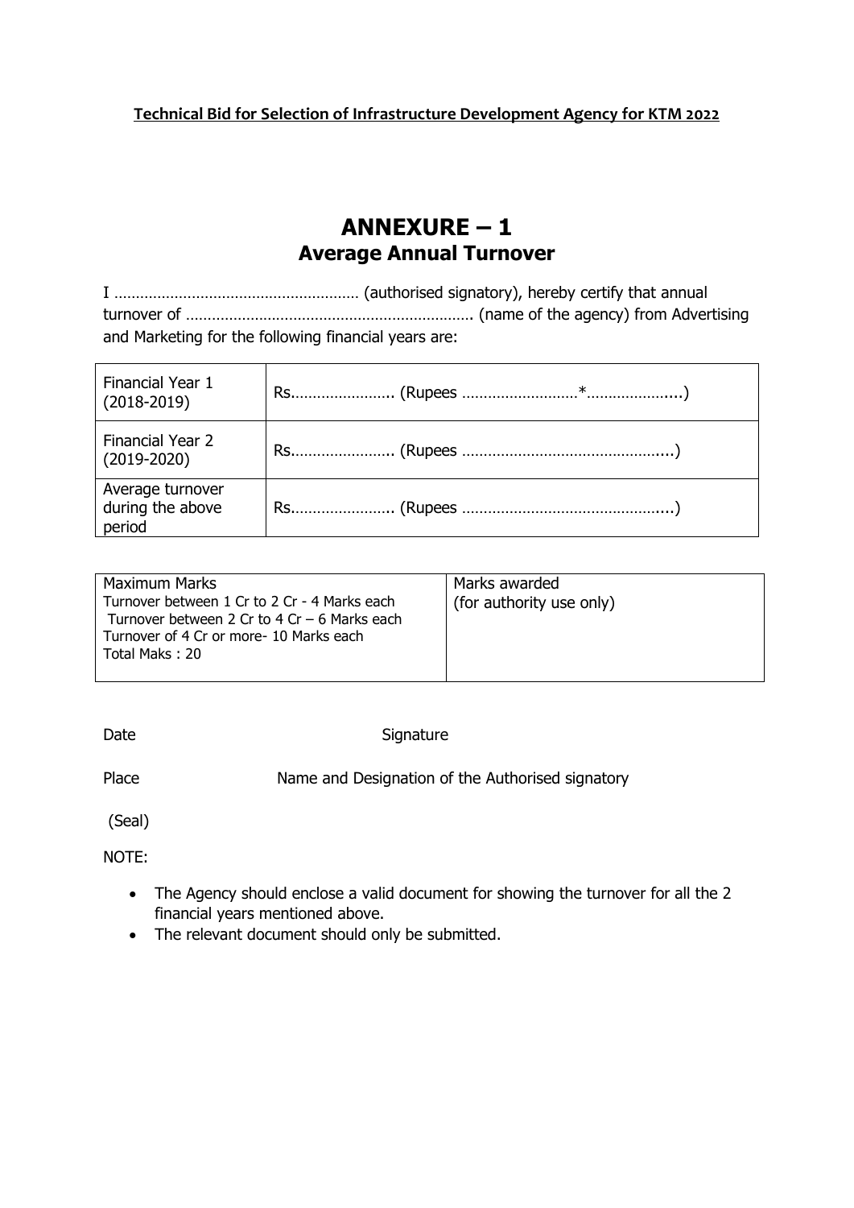**Technical Bid for Selection of Infrastructure Development Agency for KTM 2022**

# ANNEXURE – 1
## Average Annual Turnover

I ……………………………………………… (authorised signatory), hereby certify that annual turnover of ………………………………………………………… (name of the agency) from Advertising and Marketing for the following financial years are:

| | |
|---|---|
| Financial Year 1 (2018-2019) | Rs………………….. (Rupees ………………………*………………....) |
| Financial Year 2 (2019-2020) | Rs………………….. (Rupees ………………………………………....) |
| Average turnover during the above period | Rs………………….. (Rupees ………………………………………....) |

| Maximum Marks | Marks awarded |
|---|---|
| Turnover between 1 Cr to 2 Cr - 4 Marks each<br>Turnover between 2 Cr to 4 Cr – 6 Marks each<br>Turnover of 4 Cr or more- 10 Marks each<br>Total Maks : 20 | (for authority use only) |

Date Signature

Place Name and Designation of the Authorised signatory

(Seal)

NOTE:

- The Agency should enclose a valid document for showing the turnover for all the 2 financial years mentioned above.
- The relevant document should only be submitted.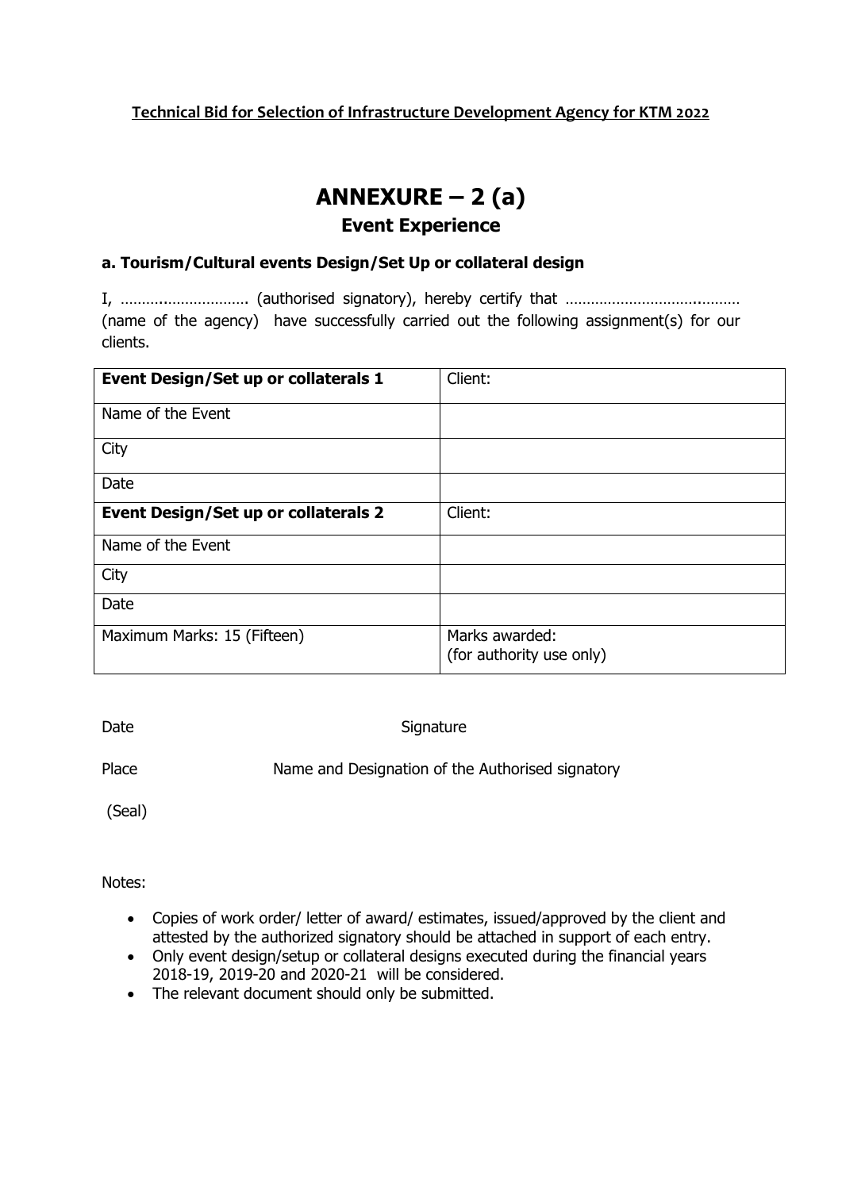**Technical Bid for Selection of Infrastructure Development Agency for KTM 2022**

# ANNEXURE – 2 (a)

## Event Experience

### a. Tourism/Cultural events Design/Set Up or collateral design

I, ……….................... (authorised signatory), hereby certify that …………………………......…… (name of the agency) have successfully carried out the following assignment(s) for our clients.

| **Event Design/Set up or collaterals 1** | Client: |
|---|---|
| Name of the Event | |
| City | |
| Date | |
| **Event Design/Set up or collaterals 2** | Client: |
| Name of the Event | |
| City | |
| Date | |
| Maximum Marks: 15 (Fifteen) | Marks awarded: (for authority use only) |

Date Signature

Place Name and Designation of the Authorised signatory

(Seal)

Notes:

- Copies of work order/ letter of award/ estimates, issued/approved by the client and attested by the authorized signatory should be attached in support of each entry.
- Only event design/setup or collateral designs executed during the financial years 2018-19, 2019-20 and 2020-21 will be considered.
- The relevant document should only be submitted.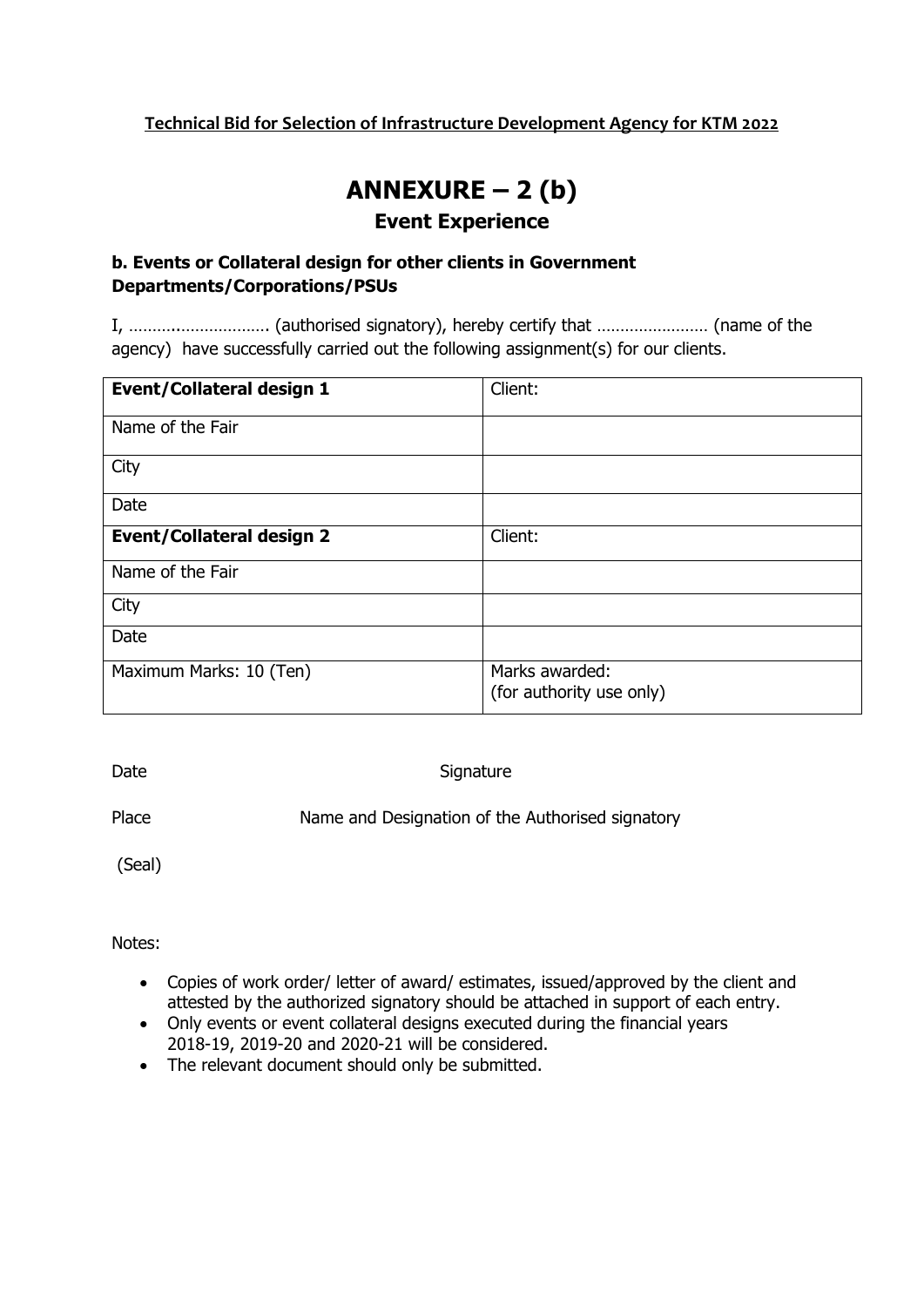**Technical Bid for Selection of Infrastructure Development Agency for KTM 2022**

# ANNEXURE – 2 (b)

## Event Experience

**b. Events or Collateral design for other clients in Government Departments/Corporations/PSUs**

I, ……………………….. (authorised signatory), hereby certify that …………………… (name of the agency) have successfully carried out the following assignment(s) for our clients.

| **Event/Collateral design 1** | Client: |
|---|---|
| Name of the Fair | |
| City | |
| Date | |
| **Event/Collateral design 2** | Client: |
| Name of the Fair | |
| City | |
| Date | |
| Maximum Marks: 10 (Ten) | Marks awarded: (for authority use only) |

Date Signature

Place Name and Designation of the Authorised signatory

(Seal)

Notes:

- Copies of work order/ letter of award/ estimates, issued/approved by the client and attested by the authorized signatory should be attached in support of each entry.
- Only events or event collateral designs executed during the financial years 2018-19, 2019-20 and 2020-21 will be considered.
- The relevant document should only be submitted.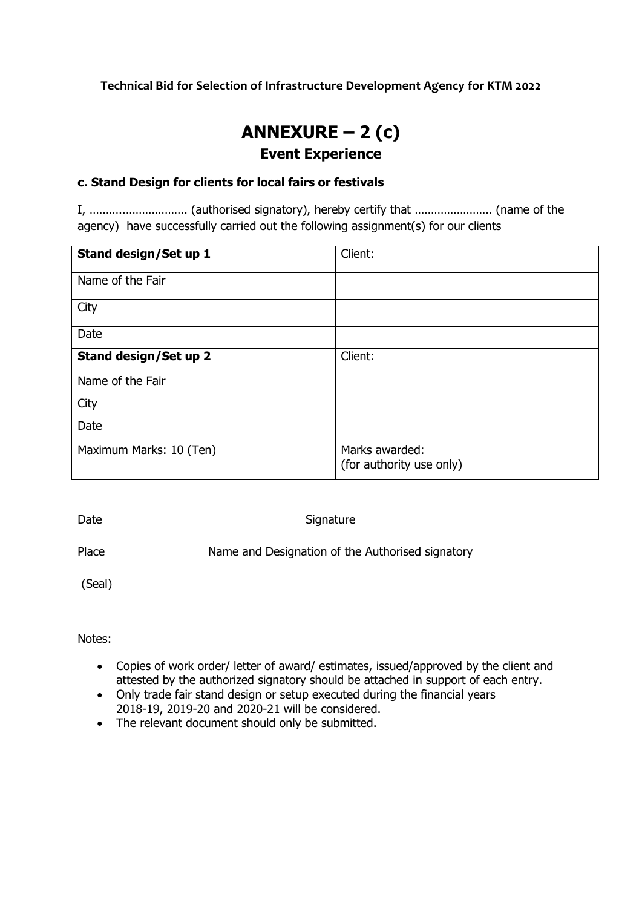**Technical Bid for Selection of Infrastructure Development Agency for KTM 2022**

# ANNEXURE – 2 (c)

## Event Experience

### c. Stand Design for clients for local fairs or festivals

I, ………..………………. (authorised signatory), hereby certify that …………………… (name of the agency) have successfully carried out the following assignment(s) for our clients

| **Stand design/Set up 1** | Client: |
|---|---|
| Name of the Fair | |
| City | |
| Date | |
| **Stand design/Set up 2** | Client: |
| Name of the Fair | |
| City | |
| Date | |
| Maximum Marks: 10 (Ten) | Marks awarded: (for authority use only) |

Date Signature

Place Name and Designation of the Authorised signatory

(Seal)

Notes:

- Copies of work order/ letter of award/ estimates, issued/approved by the client and attested by the authorized signatory should be attached in support of each entry.
- Only trade fair stand design or setup executed during the financial years 2018-19, 2019-20 and 2020-21 will be considered.
- The relevant document should only be submitted.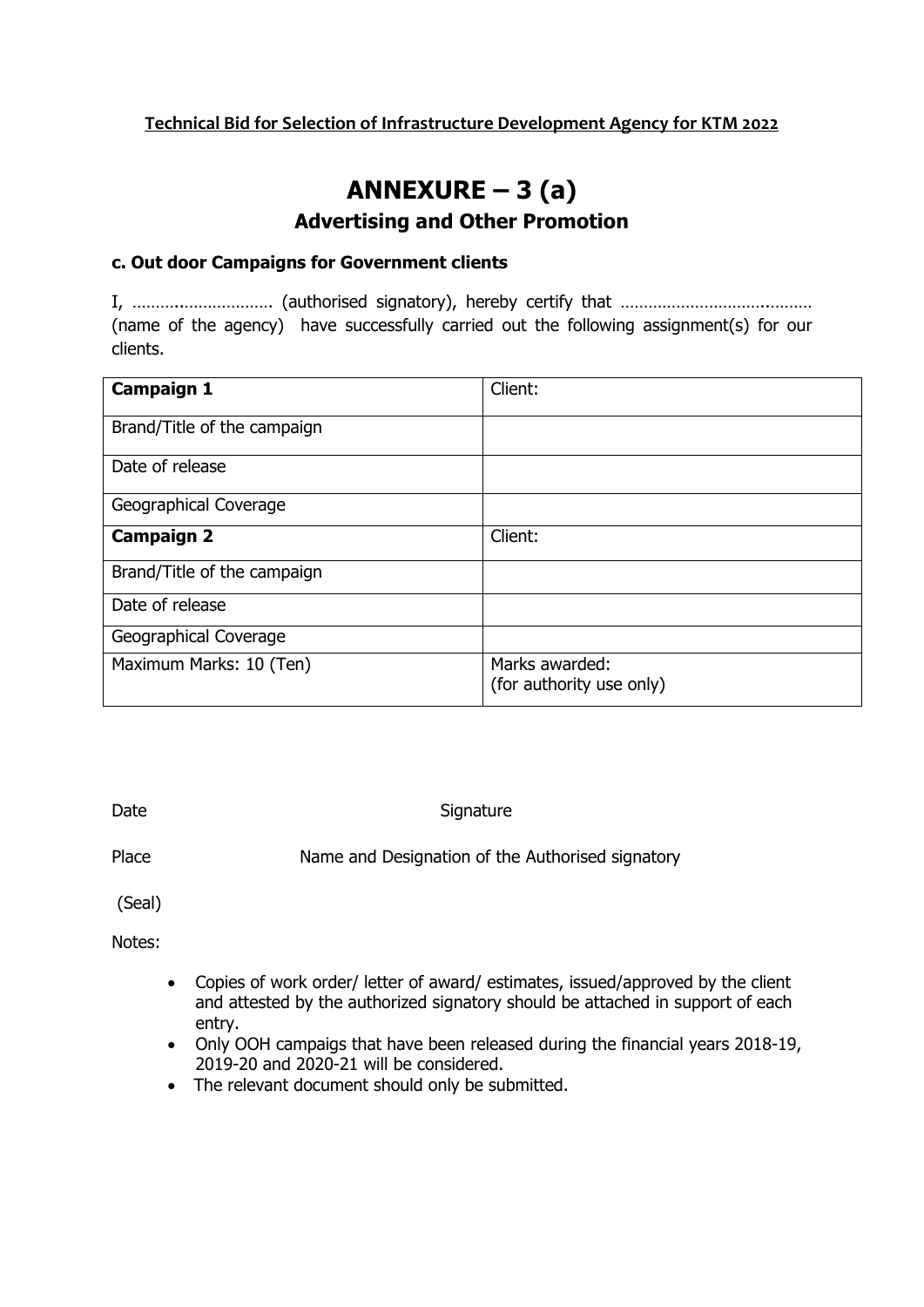**Technical Bid for Selection of Infrastructure Development Agency for KTM 2022**

# ANNEXURE – 3 (a)

## Advertising and Other Promotion

### c. Out door Campaigns for Government clients

I, ………..………………. (authorised signatory), hereby certify that ……………………….……… (name of the agency) have successfully carried out the following assignment(s) for our clients.

| **Campaign 1** | Client: |
|---|---|
| Brand/Title of the campaign | |
| Date of release | |
| Geographical Coverage | |
| **Campaign 2** | Client: |
| Brand/Title of the campaign | |
| Date of release | |
| Geographical Coverage | |
| Maximum Marks: 10 (Ten) | Marks awarded: (for authority use only) |

Date Signature

Place Name and Designation of the Authorised signatory

(Seal)

Notes:

- Copies of work order/ letter of award/ estimates, issued/approved by the client and attested by the authorized signatory should be attached in support of each entry.
- Only OOH campaigs that have been released during the financial years 2018-19, 2019-20 and 2020-21 will be considered.
- The relevant document should only be submitted.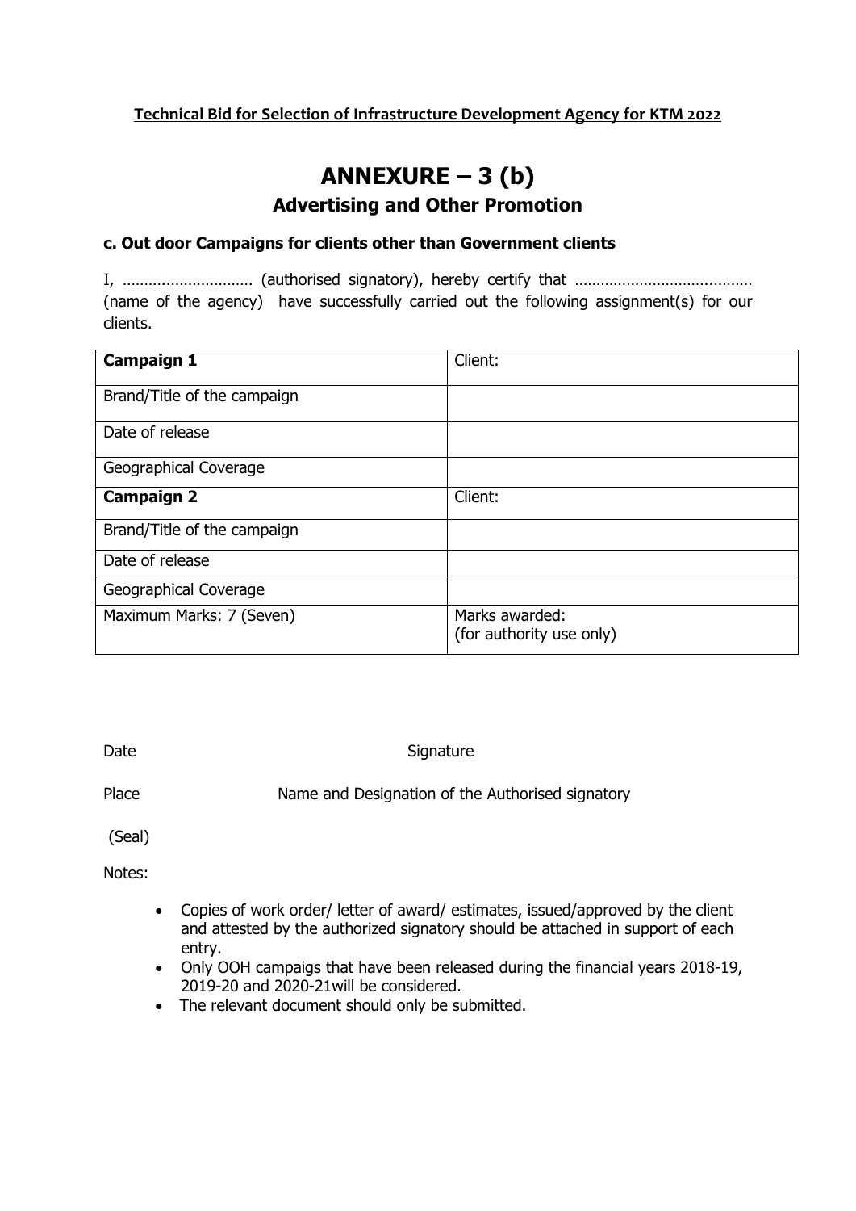**Technical Bid for Selection of Infrastructure Development Agency for KTM 2022**

# ANNEXURE – 3 (b)

## Advertising and Other Promotion

### c. Out door Campaigns for clients other than Government clients

I, ……….………………. (authorised signatory), hereby certify that ………………………..……… (name of the agency) have successfully carried out the following assignment(s) for our clients.

| **Campaign 1** | Client: |
|---|---|
| Brand/Title of the campaign | |
| Date of release | |
| Geographical Coverage | |
| **Campaign 2** | Client: |
| Brand/Title of the campaign | |
| Date of release | |
| Geographical Coverage | |
| Maximum Marks: 7 (Seven) | Marks awarded: (for authority use only) |

Date Signature

Place Name and Designation of the Authorised signatory

(Seal)

Notes:

- Copies of work order/ letter of award/ estimates, issued/approved by the client and attested by the authorized signatory should be attached in support of each entry.
- Only OOH campaigs that have been released during the financial years 2018-19, 2019-20 and 2020-21will be considered.
- The relevant document should only be submitted.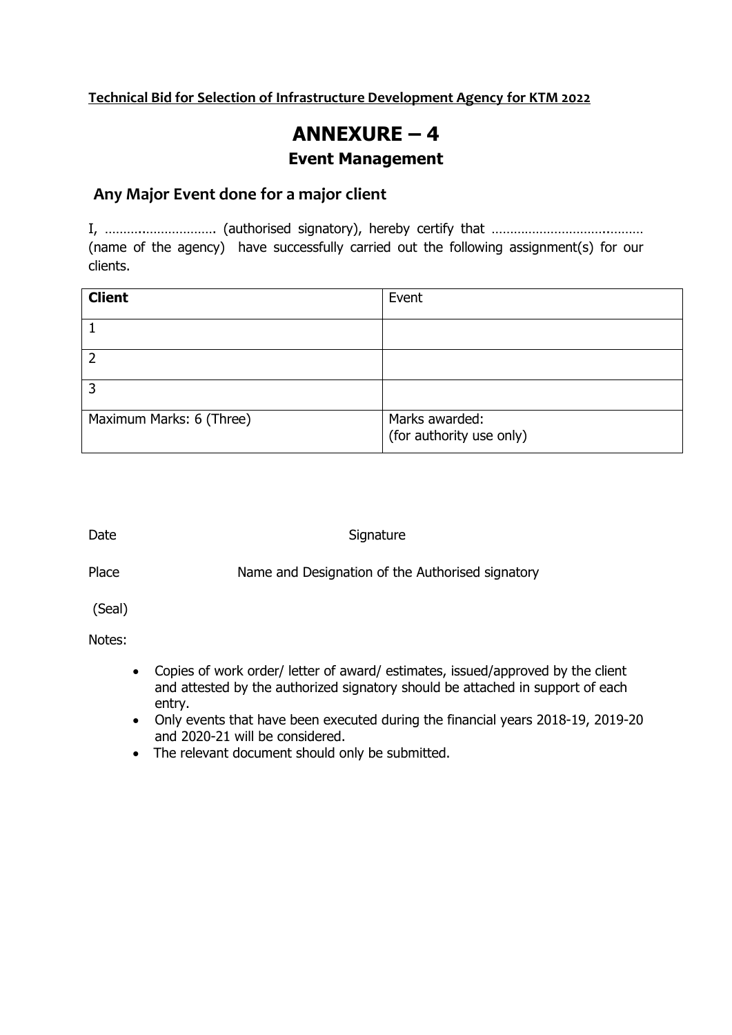**Technical Bid for Selection of Infrastructure Development Agency for KTM 2022**

# ANNEXURE – 4

## Event Management

### Any Major Event done for a major client

I, …………………………. (authorised signatory), hereby certify that …………………………………… (name of the agency) have successfully carried out the following assignment(s) for our clients.

| **Client** | Event |
|---|---|
| 1 | |
| 2 | |
| 3 | |
| Maximum Marks: 6 (Three) | Marks awarded: (for authority use only) |

Date Signature

Place Name and Designation of the Authorised signatory

(Seal)

Notes:

- Copies of work order/ letter of award/ estimates, issued/approved by the client and attested by the authorized signatory should be attached in support of each entry.
- Only events that have been executed during the financial years 2018-19, 2019-20 and 2020-21 will be considered.
- The relevant document should only be submitted.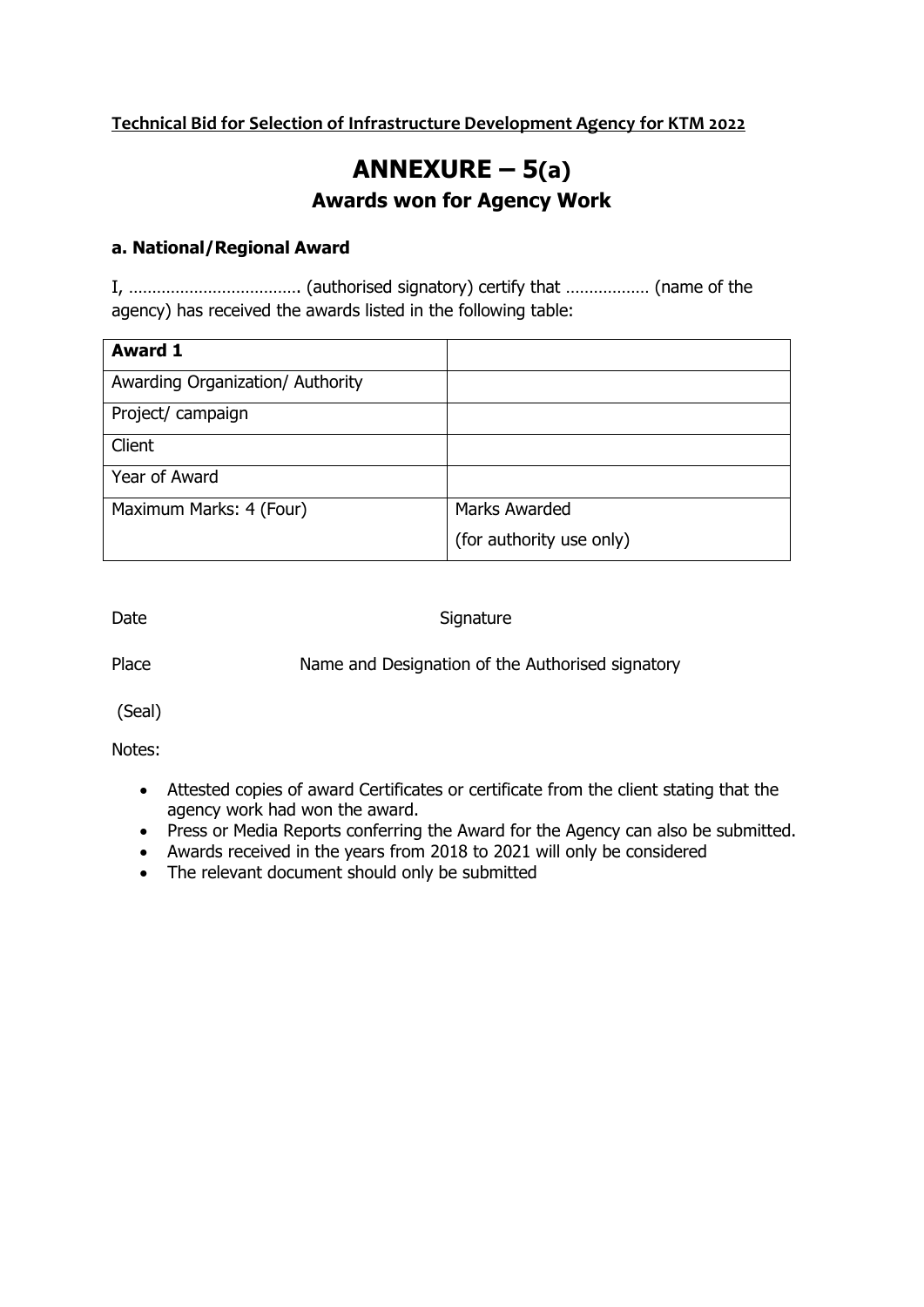**Technical Bid for Selection of Infrastructure Development Agency for KTM 2022**

# ANNEXURE – 5(a)

## Awards won for Agency Work

### a. National/Regional Award

I, ……………………………… (authorised signatory) certify that ……………… (name of the agency) has received the awards listed in the following table:

| **Award 1** | |
|---|---|
| Awarding Organization/ Authority | |
| Project/ campaign | |
| Client | |
| Year of Award | |
| Maximum Marks: 4 (Four) | Marks Awarded<br>(for authority use only) |

Date Signature

Place Name and Designation of the Authorised signatory

(Seal)

Notes:

- Attested copies of award Certificates or certificate from the client stating that the agency work had won the award.
- Press or Media Reports conferring the Award for the Agency can also be submitted.
- Awards received in the years from 2018 to 2021 will only be considered
- The relevant document should only be submitted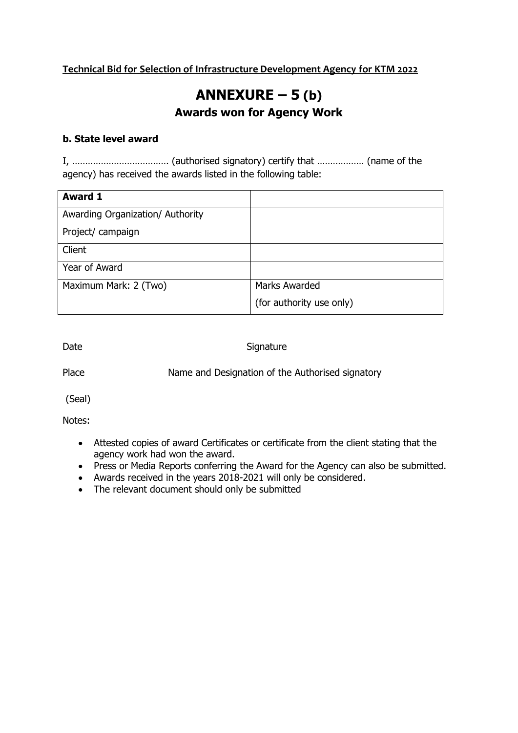**Technical Bid for Selection of Infrastructure Development Agency for KTM 2022**

# ANNEXURE – 5 (b)

## Awards won for Agency Work

### b. State level award

I, ………………………………. (authorised signatory) certify that ……………… (name of the agency) has received the awards listed in the following table:

| **Award 1** | |
|---|---|
| Awarding Organization/ Authority | |
| Project/ campaign | |
| Client | |
| Year of Award | |
| Maximum Mark: 2 (Two) | Marks Awarded<br>(for authority use only) |

Date                                        Signature

Place                    Name and Designation of the Authorised signatory

(Seal)

Notes:

- Attested copies of award Certificates or certificate from the client stating that the agency work had won the award.
- Press or Media Reports conferring the Award for the Agency can also be submitted.
- Awards received in the years 2018-2021 will only be considered.
- The relevant document should only be submitted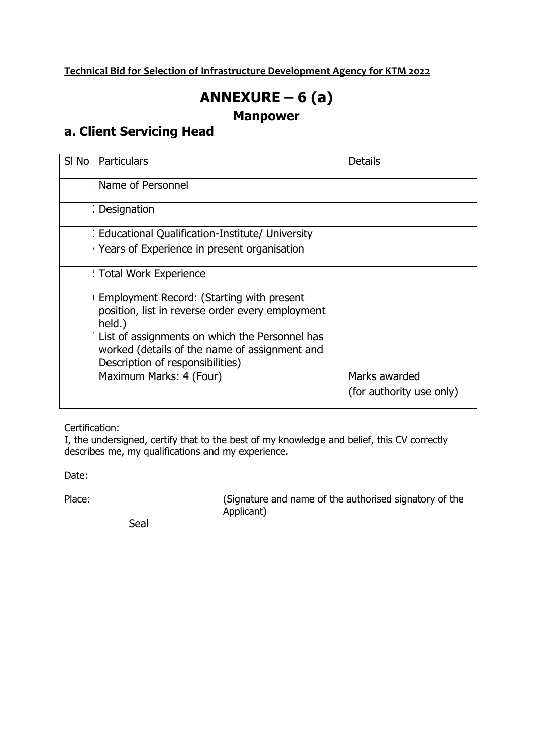# ANNEXURE – 6 (a)

## Manpower

## a. Client Servicing Head

| Sl No | Particulars | Details |
|---|---|---|
| | Name of Personnel | |
| 2 | Designation | |
| 3 | Educational Qualification-Institute/ University | |
| 4 | Years of Experience in present organisation | |
| 5 | Total Work Experience | |
| 6 | Employment Record: (Starting with present position, list in reverse order every employment held.) | |
| 7 | List of assignments on which the Personnel has worked (details of the name of assignment and Description of responsibilities) | |
| | Maximum Marks: 4 (Four) | Marks awarded (for authority use only) |

Certification:
I, the undersigned, certify that to the best of my knowledge and belief, this CV correctly describes me, my qualifications and my experience.

Date:

Place:

(Signature and name of the authorised signatory of the Applicant)

Seal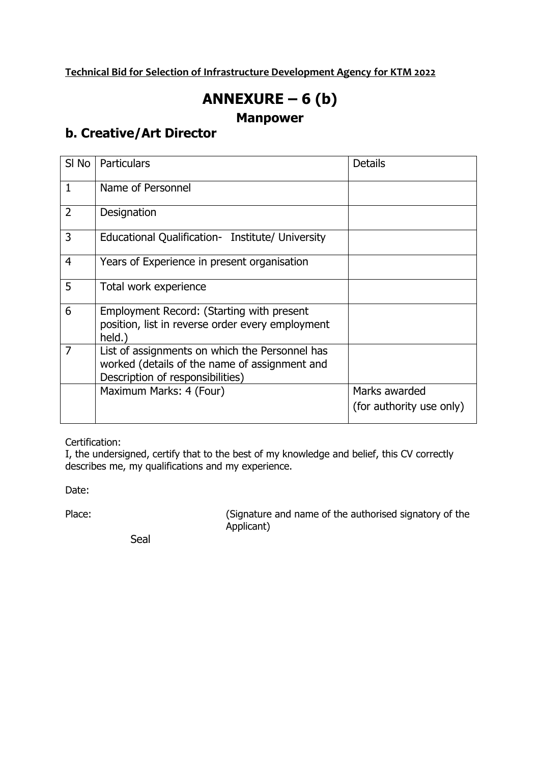**Technical Bid for Selection of Infrastructure Development Agency for KTM 2022**

# ANNEXURE – 6 (b)

## Manpower

## b. Creative/Art Director

| Sl No | Particulars | Details |
|---|---|---|
| 1 | Name of Personnel | |
| 2 | Designation | |
| 3 | Educational Qualification- Institute/ University | |
| 4 | Years of Experience in present organisation | |
| 5 | Total work experience | |
| 6 | Employment Record: (Starting with present position, list in reverse order every employment held.) | |
| 7 | List of assignments on which the Personnel has worked (details of the name of assignment and Description of responsibilities) | |
| | Maximum Marks: 4 (Four) | Marks awarded (for authority use only) |

Certification:
I, the undersigned, certify that to the best of my knowledge and belief, this CV correctly describes me, my qualifications and my experience.

Date:

Place: (Signature and name of the authorised signatory of the Applicant)

Seal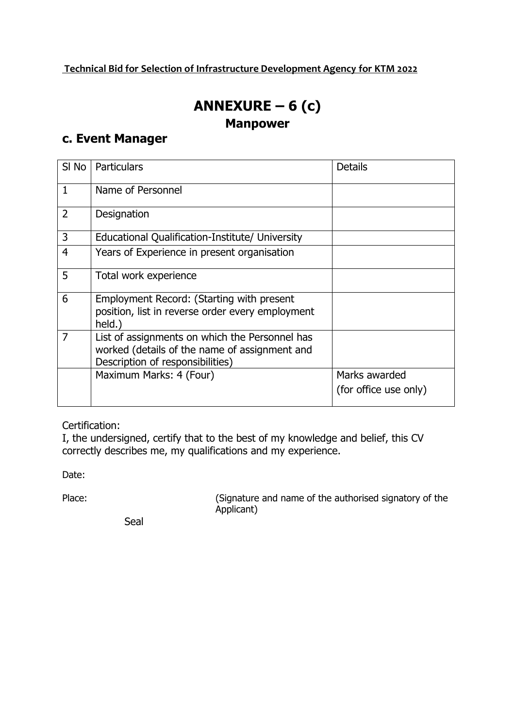**Technical Bid for Selection of Infrastructure Development Agency for KTM 2022**

# ANNEXURE – 6 (c)

## Manpower

## c. Event Manager

| Sl No | Particulars | Details |
|---|---|---|
| 1 | Name of Personnel | |
| 2 | Designation | |
| 3 | Educational Qualification-Institute/ University | |
| 4 | Years of Experience in present organisation | |
| 5 | Total work experience | |
| 6 | Employment Record: (Starting with present position, list in reverse order every employment held.) | |
| 7 | List of assignments on which the Personnel has worked (details of the name of assignment and Description of responsibilities) | |
| | Maximum Marks: 4 (Four) | Marks awarded (for office use only) |

Certification:
I, the undersigned, certify that to the best of my knowledge and belief, this CV correctly describes me, my qualifications and my experience.

Date:

Place: (Signature and name of the authorised signatory of the Applicant)

Seal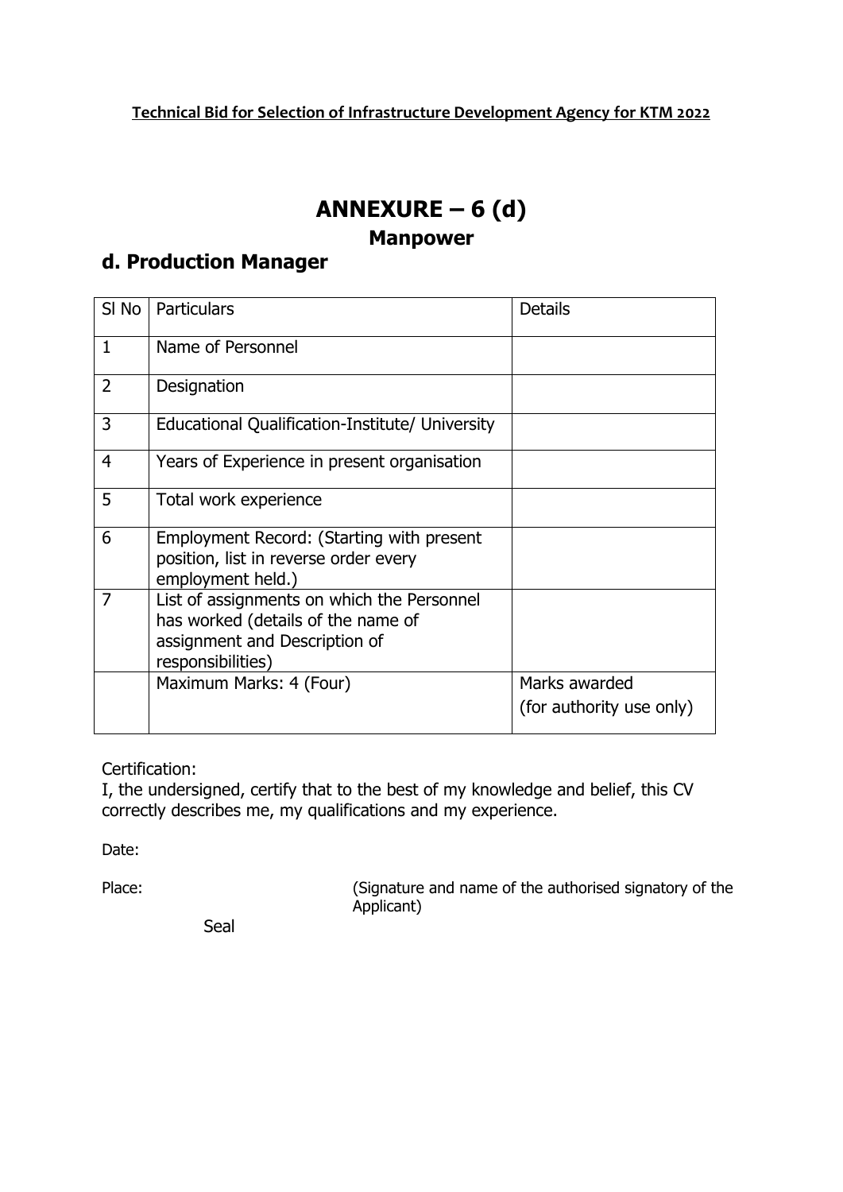**Technical Bid for Selection of Infrastructure Development Agency for KTM 2022**

# ANNEXURE – 6 (d)

## Manpower

## d. Production Manager

| Sl No | Particulars | Details |
|---|---|---|
| 1 | Name of Personnel | |
| 2 | Designation | |
| 3 | Educational Qualification-Institute/ University | |
| 4 | Years of Experience in present organisation | |
| 5 | Total work experience | |
| 6 | Employment Record: (Starting with present position, list in reverse order every employment held.) | |
| 7 | List of assignments on which the Personnel has worked (details of the name of assignment and Description of responsibilities) | |
| | Maximum Marks: 4 (Four) | Marks awarded (for authority use only) |

Certification:
I, the undersigned, certify that to the best of my knowledge and belief, this CV correctly describes me, my qualifications and my experience.

Date:

Place: (Signature and name of the authorised signatory of the Applicant)

Seal